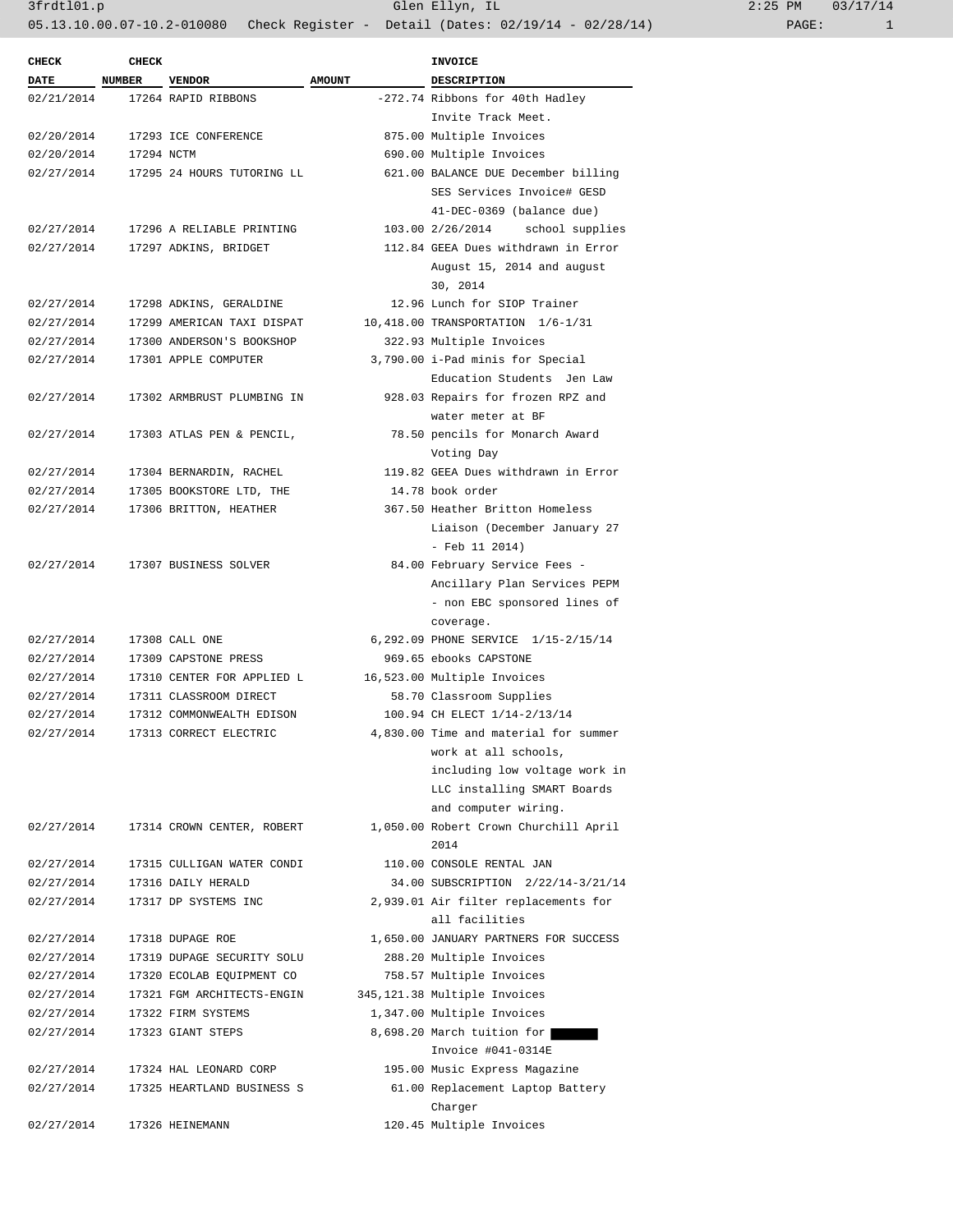| CHECK DATE | CHECK NUMBER | VENDOR | AMOUNT | INVOICE DESCRIPTION |
|---|---|---|---|---|
| 02/21/2014 | 17264 | RAPID RIBBONS | -272.74 | Ribbons for 40th Hadley Invite Track Meet. |
| 02/20/2014 | 17293 | ICE CONFERENCE | 875.00 | Multiple Invoices |
| 02/20/2014 | 17294 | NCTM | 690.00 | Multiple Invoices |
| 02/27/2014 | 17295 | 24 HOURS TUTORING LL | 621.00 | BALANCE DUE December billing SES Services Invoice# GESD 41-DEC-0369 (balance due) |
| 02/27/2014 | 17296 | A RELIABLE PRINTING | 103.00 | 2/26/2014 school supplies |
| 02/27/2014 | 17297 | ADKINS, BRIDGET | 112.84 | GEEA Dues withdrawn in Error August 15, 2014 and august 30, 2014 |
| 02/27/2014 | 17298 | ADKINS, GERALDINE | 12.96 | Lunch for SIOP Trainer |
| 02/27/2014 | 17299 | AMERICAN TAXI DISPAT | 10,418.00 | TRANSPORTATION 1/6-1/31 |
| 02/27/2014 | 17300 | ANDERSON'S BOOKSHOP | 322.93 | Multiple Invoices |
| 02/27/2014 | 17301 | APPLE COMPUTER | 3,790.00 | i-Pad minis for Special Education Students Jen Law |
| 02/27/2014 | 17302 | ARMBRUST PLUMBING IN | 928.03 | Repairs for frozen RPZ and water meter at BF |
| 02/27/2014 | 17303 | ATLAS PEN & PENCIL, | 78.50 | pencils for Monarch Award Voting Day |
| 02/27/2014 | 17304 | BERNARDIN, RACHEL | 119.82 | GEEA Dues withdrawn in Error |
| 02/27/2014 | 17305 | BOOKSTORE LTD, THE | 14.78 | book order |
| 02/27/2014 | 17306 | BRITTON, HEATHER | 367.50 | Heather Britton Homeless Liaison (December January 27 - Feb 11 2014) |
| 02/27/2014 | 17307 | BUSINESS SOLVER | 84.00 | February Service Fees - Ancillary Plan Services PEPM - non EBC sponsored lines of coverage. |
| 02/27/2014 | 17308 | CALL ONE | 6,292.09 | PHONE SERVICE 1/15-2/15/14 |
| 02/27/2014 | 17309 | CAPSTONE PRESS | 969.65 | ebooks CAPSTONE |
| 02/27/2014 | 17310 | CENTER FOR APPLIED L | 16,523.00 | Multiple Invoices |
| 02/27/2014 | 17311 | CLASSROOM DIRECT | 58.70 | Classroom Supplies |
| 02/27/2014 | 17312 | COMMONWEALTH EDISON | 100.94 | CH ELECT 1/14-2/13/14 |
| 02/27/2014 | 17313 | CORRECT ELECTRIC | 4,830.00 | Time and material for summer work at all schools, including low voltage work in LLC installing SMART Boards and computer wiring. |
| 02/27/2014 | 17314 | CROWN CENTER, ROBERT | 1,050.00 | Robert Crown Churchill April 2014 |
| 02/27/2014 | 17315 | CULLIGAN WATER CONDI | 110.00 | CONSOLE RENTAL JAN |
| 02/27/2014 | 17316 | DAILY HERALD | 34.00 | SUBSCRIPTION 2/22/14-3/21/14 |
| 02/27/2014 | 17317 | DP SYSTEMS INC | 2,939.01 | Air filter replacements for all facilities |
| 02/27/2014 | 17318 | DUPAGE ROE | 1,650.00 | JANUARY PARTNERS FOR SUCCESS |
| 02/27/2014 | 17319 | DUPAGE SECURITY SOLU | 288.20 | Multiple Invoices |
| 02/27/2014 | 17320 | ECOLAB EQUIPMENT CO | 758.57 | Multiple Invoices |
| 02/27/2014 | 17321 | FGM ARCHITECTS-ENGIN | 345,121.38 | Multiple Invoices |
| 02/27/2014 | 17322 | FIRM SYSTEMS | 1,347.00 | Multiple Invoices |
| 02/27/2014 | 17323 | GIANT STEPS | 8,698.20 | March tuition for [REDACTED] Invoice #041-0314E |
| 02/27/2014 | 17324 | HAL LEONARD CORP | 195.00 | Music Express Magazine |
| 02/27/2014 | 17325 | HEARTLAND BUSINESS S | 61.00 | Replacement Laptop Battery Charger |
| 02/27/2014 | 17326 | HEINEMANN | 120.45 | Multiple Invoices |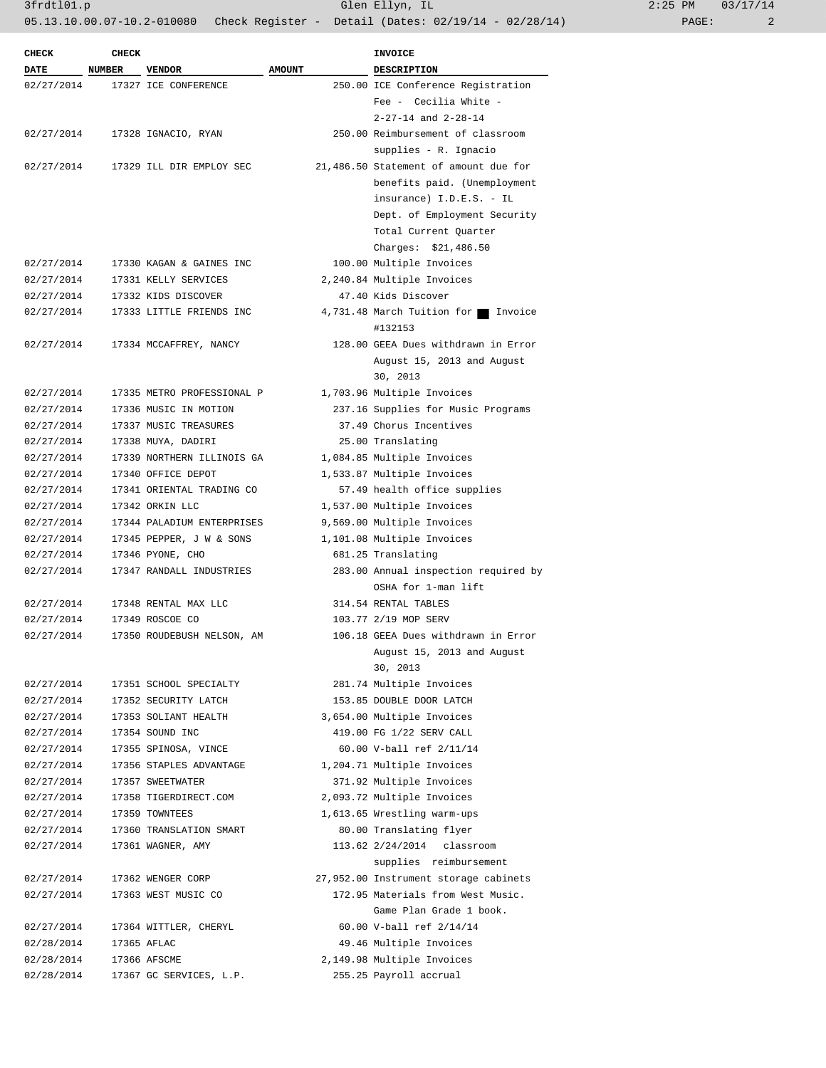| CHECK DATE | CHECK NUMBER | VENDOR | AMOUNT | INVOICE DESCRIPTION |
|---|---|---|---|---|
| 02/27/2014 | 17327 | ICE CONFERENCE | 250.00 | ICE Conference Registration Fee - Cecilia White - 2-27-14 and 2-28-14 |
| 02/27/2014 | 17328 | IGNACIO, RYAN | 250.00 | Reimbursement of classroom supplies - R. Ignacio |
| 02/27/2014 | 17329 | ILL DIR EMPLOY SEC | 21,486.50 | Statement of amount due for benefits paid. (Unemployment insurance) I.D.E.S. - IL Dept. of Employment Security Total Current Quarter Charges: $21,486.50 |
| 02/27/2014 | 17330 | KAGAN & GAINES INC | 100.00 | Multiple Invoices |
| 02/27/2014 | 17331 | KELLY SERVICES | 2,240.84 | Multiple Invoices |
| 02/27/2014 | 17332 | KIDS DISCOVER | 47.40 | Kids Discover |
| 02/27/2014 | 17333 | LITTLE FRIENDS INC | 4,731.48 | March Tuition for ■ Invoice #132153 |
| 02/27/2014 | 17334 | MCCAFFREY, NANCY | 128.00 | GEEA Dues withdrawn in Error August 15, 2013 and August 30, 2013 |
| 02/27/2014 | 17335 | METRO PROFESSIONAL P | 1,703.96 | Multiple Invoices |
| 02/27/2014 | 17336 | MUSIC IN MOTION | 237.16 | Supplies for Music Programs |
| 02/27/2014 | 17337 | MUSIC TREASURES | 37.49 | Chorus Incentives |
| 02/27/2014 | 17338 | MUYA, DADIRI | 25.00 | Translating |
| 02/27/2014 | 17339 | NORTHERN ILLINOIS GA | 1,084.85 | Multiple Invoices |
| 02/27/2014 | 17340 | OFFICE DEPOT | 1,533.87 | Multiple Invoices |
| 02/27/2014 | 17341 | ORIENTAL TRADING CO | 57.49 | health office supplies |
| 02/27/2014 | 17342 | ORKIN LLC | 1,537.00 | Multiple Invoices |
| 02/27/2014 | 17344 | PALADIUM ENTERPRISES | 9,569.00 | Multiple Invoices |
| 02/27/2014 | 17345 | PEPPER, J W & SONS | 1,101.08 | Multiple Invoices |
| 02/27/2014 | 17346 | PYONE, CHO | 681.25 | Translating |
| 02/27/2014 | 17347 | RANDALL INDUSTRIES | 283.00 | Annual inspection required by OSHA for 1-man lift |
| 02/27/2014 | 17348 | RENTAL MAX LLC | 314.54 | RENTAL TABLES |
| 02/27/2014 | 17349 | ROSCOE CO | 103.77 | 2/19 MOP SERV |
| 02/27/2014 | 17350 | ROUDEBUSH NELSON, AM | 106.18 | GEEA Dues withdrawn in Error August 15, 2013 and August 30, 2013 |
| 02/27/2014 | 17351 | SCHOOL SPECIALTY | 281.74 | Multiple Invoices |
| 02/27/2014 | 17352 | SECURITY LATCH | 153.85 | DOUBLE DOOR LATCH |
| 02/27/2014 | 17353 | SOLIANT HEALTH | 3,654.00 | Multiple Invoices |
| 02/27/2014 | 17354 | SOUND INC | 419.00 | FG 1/22 SERV CALL |
| 02/27/2014 | 17355 | SPINOSA, VINCE | 60.00 | V-ball ref 2/11/14 |
| 02/27/2014 | 17356 | STAPLES ADVANTAGE | 1,204.71 | Multiple Invoices |
| 02/27/2014 | 17357 | SWEETWATER | 371.92 | Multiple Invoices |
| 02/27/2014 | 17358 | TIGERDIRECT.COM | 2,093.72 | Multiple Invoices |
| 02/27/2014 | 17359 | TOWNTEES | 1,613.65 | Wrestling warm-ups |
| 02/27/2014 | 17360 | TRANSLATION SMART | 80.00 | Translating flyer |
| 02/27/2014 | 17361 | WAGNER, AMY | 113.62 | 2/24/2014 classroom supplies reimbursement |
| 02/27/2014 | 17362 | WENGER CORP | 27,952.00 | Instrument storage cabinets |
| 02/27/2014 | 17363 | WEST MUSIC CO | 172.95 | Materials from West Music. Game Plan Grade 1 book. |
| 02/27/2014 | 17364 | WITTLER, CHERYL | 60.00 | V-ball ref 2/14/14 |
| 02/28/2014 | 17365 | AFLAC | 49.46 | Multiple Invoices |
| 02/28/2014 | 17366 | AFSCME | 2,149.98 | Multiple Invoices |
| 02/28/2014 | 17367 | GC SERVICES, L.P. | 255.25 | Payroll accrual |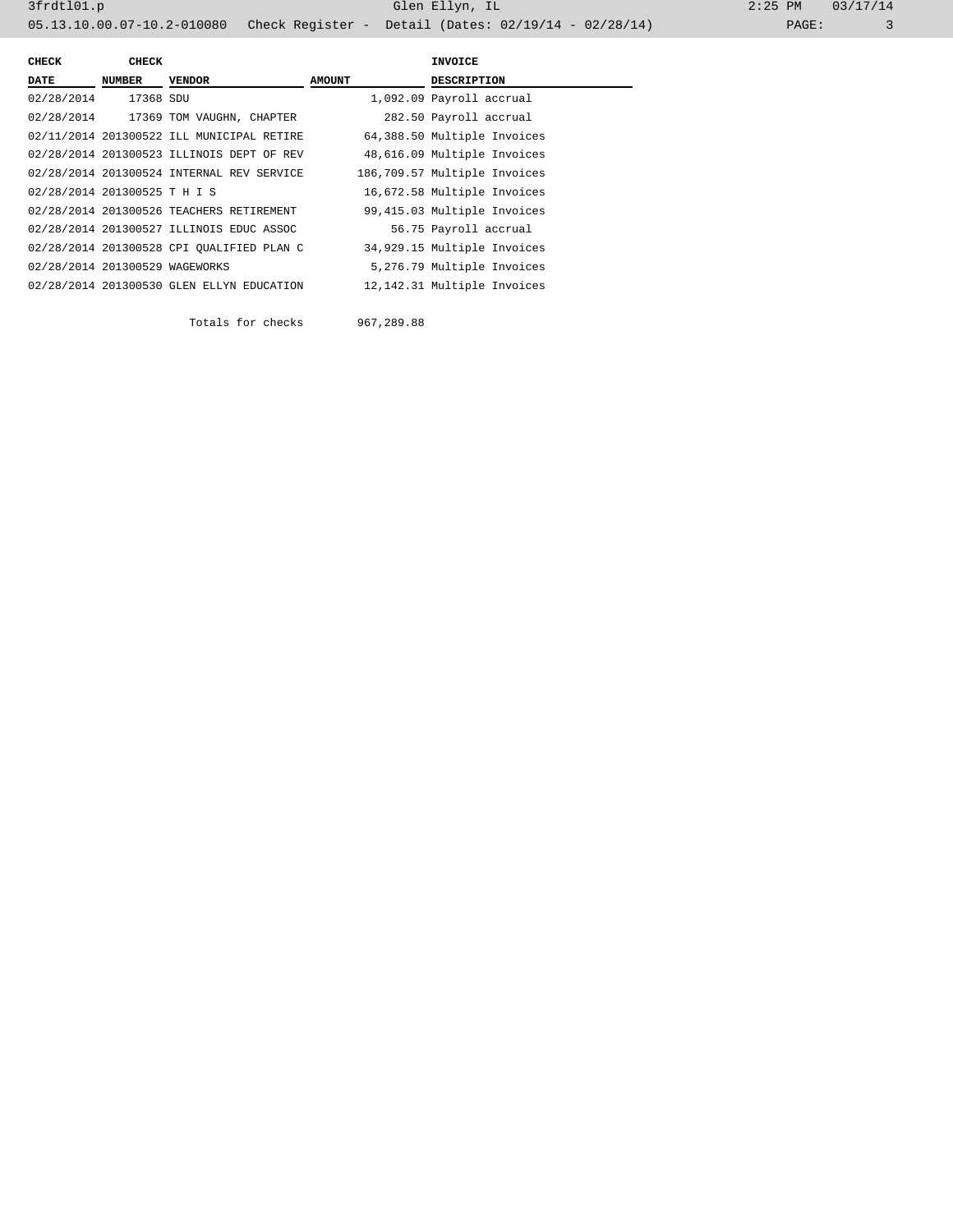| CHECK DATE | CHECK NUMBER | VENDOR | AMOUNT | INVOICE DESCRIPTION |
|---|---|---|---|---|
| 02/28/2014 | 17368 | SDU | 1,092.09 | Payroll accrual |
| 02/28/2014 | 17369 | TOM VAUGHN, CHAPTER | 282.50 | Payroll accrual |
| 02/11/2014 | 201300522 | ILL MUNICIPAL RETIRE | 64,388.50 | Multiple Invoices |
| 02/28/2014 | 201300523 | ILLINOIS DEPT OF REV | 48,616.09 | Multiple Invoices |
| 02/28/2014 | 201300524 | INTERNAL REV SERVICE | 186,709.57 | Multiple Invoices |
| 02/28/2014 | 201300525 | T H I S | 16,672.58 | Multiple Invoices |
| 02/28/2014 | 201300526 | TEACHERS RETIREMENT | 99,415.03 | Multiple Invoices |
| 02/28/2014 | 201300527 | ILLINOIS EDUC ASSOC | 56.75 | Payroll accrual |
| 02/28/2014 | 201300528 | CPI QUALIFIED PLAN C | 34,929.15 | Multiple Invoices |
| 02/28/2014 | 201300529 | WAGEWORKS | 5,276.79 | Multiple Invoices |
| 02/28/2014 | 201300530 | GLEN ELLYN EDUCATION | 12,142.31 | Multiple Invoices |
| | | Totals for checks | 967,289.88 | |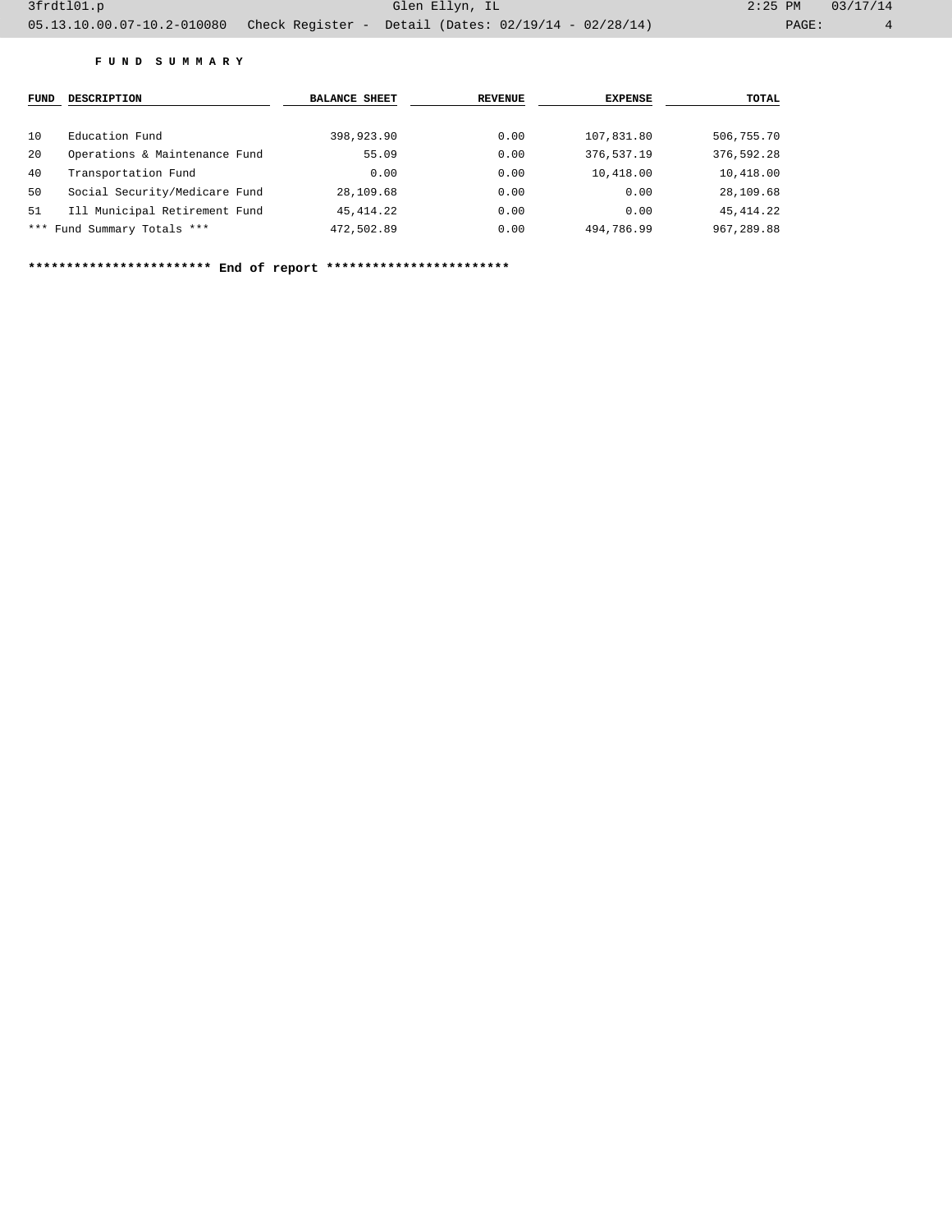**F U N D  S U M M A R Y**

| FUND | DESCRIPTION | BALANCE SHEET | REVENUE | EXPENSE | TOTAL |
|---|---|---|---|---|---|
| 10 | Education Fund | 398,923.90 | 0.00 | 107,831.80 | 506,755.70 |
| 20 | Operations & Maintenance Fund | 55.09 | 0.00 | 376,537.19 | 376,592.28 |
| 40 | Transportation Fund | 0.00 | 0.00 | 10,418.00 | 10,418.00 |
| 50 | Social Security/Medicare Fund | 28,109.68 | 0.00 | 0.00 | 28,109.68 |
| 51 | Ill Municipal Retirement Fund | 45,414.22 | 0.00 | 0.00 | 45,414.22 |
| *** Fund Summary Totals *** | | 472,502.89 | 0.00 | 494,786.99 | 967,289.88 |

**************************** End of report ****************************